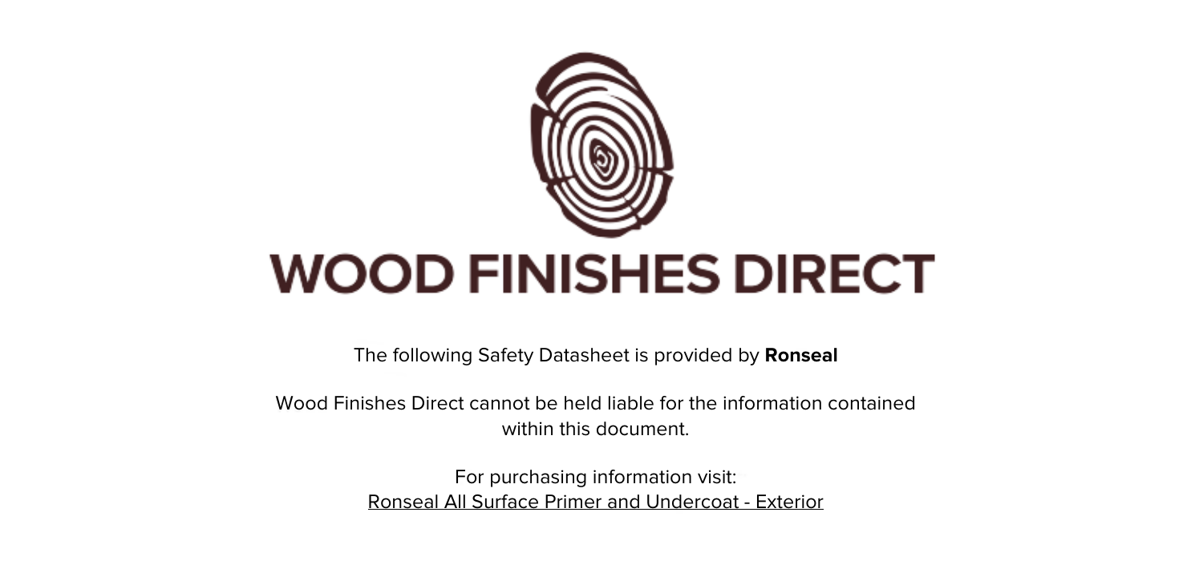# WOOD FINISHES DIRECT

The following Safety Datasheet is provided by **Ronseal**

Wood Finishes Direct cannot be held liable for the information contained within this document.

For purchasing information visit:
Ronseal All Surface Primer and Undercoat - Exterior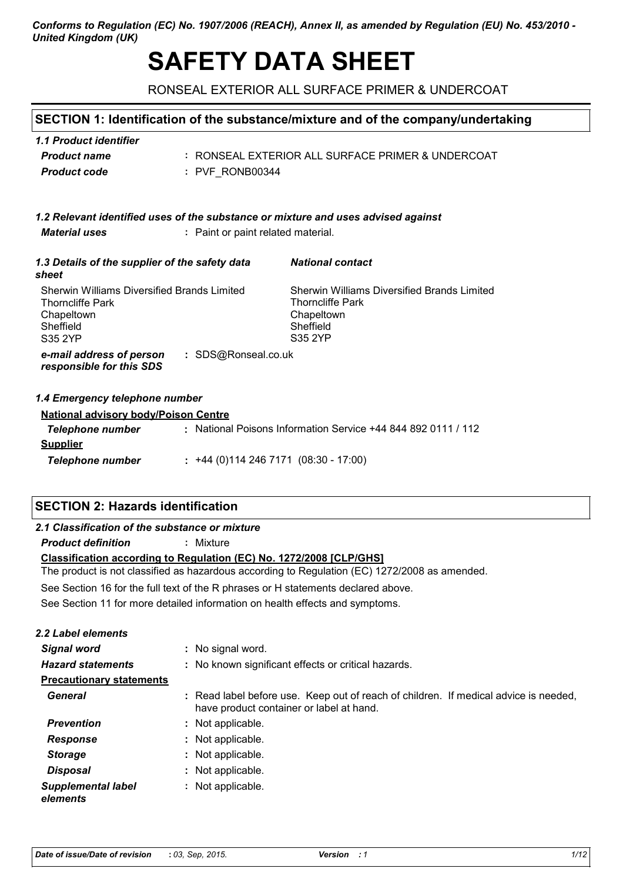*Conforms to Regulation (EC) No. 1907/2006 (REACH), Annex II, as amended by Regulation (EU) No. 453/2010 - United Kingdom (UK)*

# SAFETY DATA SHEET

RONSEAL EXTERIOR ALL SURFACE PRIMER & UNDERCOAT

## SECTION 1: Identification of the substance/mixture and of the company/undertaking

### *1.1 Product identifier*

| | |
|---|---|
| ***Product name*** | : RONSEAL EXTERIOR ALL SURFACE PRIMER & UNDERCOAT |
| ***Product code*** | : PVF_RONB00344 |

### *1.2 Relevant identified uses of the substance or mixture and uses advised against*

| | |
|---|---|
| ***Material uses*** | : Paint or paint related material. |

### *1.3 Details of the supplier of the safety data sheet*

Sherwin Williams Diversified Brands Limited
Thorncliffe Park
Chapeltown
Sheffield
S35 2YP

***National contact***

Sherwin Williams Diversified Brands Limited
Thorncliffe Park
Chapeltown
Sheffield
S35 2YP

| | |
|---|---|
| ***e-mail address of person responsible for this SDS*** | : SDS@Ronseal.co.uk |

### *1.4 Emergency telephone number*

**National advisory body/Poison Centre**

| | |
|---|---|
| ***Telephone number*** | : National Poisons Information Service +44 844 892 0111 / 112 |

**Supplier**

| | |
|---|---|
| ***Telephone number*** | : +44 (0)114 246 7171 (08:30 - 17:00) |

## SECTION 2: Hazards identification

### *2.1 Classification of the substance or mixture*

| | |
|---|---|
| ***Product definition*** | : Mixture |

**Classification according to Regulation (EC) No. 1272/2008 [CLP/GHS]**

The product is not classified as hazardous according to Regulation (EC) 1272/2008 as amended.

See Section 16 for the full text of the R phrases or H statements declared above.

See Section 11 for more detailed information on health effects and symptoms.

### *2.2 Label elements*

| | |
|---|---|
| ***Signal word*** | : No signal word. |
| ***Hazard statements*** | : No known significant effects or critical hazards. |
| **Precautionary statements** | |
| ***General*** | : Read label before use. Keep out of reach of children. If medical advice is needed, have product container or label at hand. |
| ***Prevention*** | : Not applicable. |
| ***Response*** | : Not applicable. |
| ***Storage*** | : Not applicable. |
| ***Disposal*** | : Not applicable. |
| ***Supplemental label elements*** | : Not applicable. |

| ***Date of issue/Date of revision*** | *: 03, Sep, 2015.* | ***Version*** *: 1* |
|---|---|---|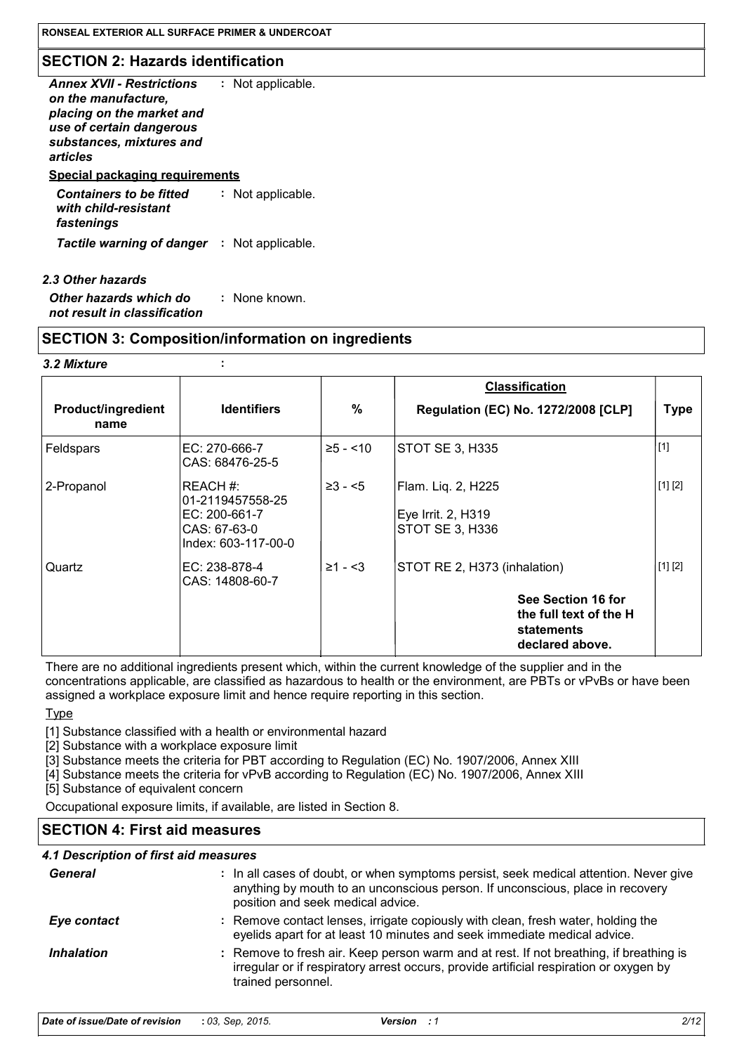## SECTION 2: Hazards identification

***Annex XVII - Restrictions on the manufacture, placing on the market and use of certain dangerous substances, mixtures and articles*** : Not applicable.

**Special packaging requirements**

***Containers to be fitted with child-resistant fastenings*** : Not applicable.

***Tactile warning of danger*** : Not applicable.

### *2.3 Other hazards*

***Other hazards which do not result in classification*** : None known.

## SECTION 3: Composition/information on ingredients

### *3.2 Mixture* :

| Product/ingredient name | Identifiers | % | Classification<br>Regulation (EC) No. 1272/2008 [CLP] | Type |
|---|---|---|---|---|
| Feldspars | EC: 270-666-7<br>CAS: 68476-25-5 | ≥5 - <10 | STOT SE 3, H335 | [1] |
| 2-Propanol | REACH #: 01-2119457558-25<br>EC: 200-661-7<br>CAS: 67-63-0<br>Index: 603-117-00-0 | ≥3 - <5 | Flam. Liq. 2, H225<br>Eye Irrit. 2, H319<br>STOT SE 3, H336 | [1] [2] |
| Quartz | EC: 238-878-4<br>CAS: 14808-60-7 | ≥1 - <3 | STOT RE 2, H373 (inhalation) | [1] [2] |
| | | | **See Section 16 for the full text of the H statements declared above.** | |

There are no additional ingredients present which, within the current knowledge of the supplier and in the concentrations applicable, are classified as hazardous to health or the environment, are PBTs or vPvBs or have been assigned a workplace exposure limit and hence require reporting in this section.

Type

[1] Substance classified with a health or environmental hazard

[2] Substance with a workplace exposure limit

[3] Substance meets the criteria for PBT according to Regulation (EC) No. 1907/2006, Annex XIII

[4] Substance meets the criteria for vPvB according to Regulation (EC) No. 1907/2006, Annex XIII

[5] Substance of equivalent concern

Occupational exposure limits, if available, are listed in Section 8.

## SECTION 4: First aid measures

### *4.1 Description of first aid measures*

***General*** : In all cases of doubt, or when symptoms persist, seek medical attention. Never give anything by mouth to an unconscious person. If unconscious, place in recovery position and seek medical advice.

***Eye contact*** : Remove contact lenses, irrigate copiously with clean, fresh water, holding the eyelids apart for at least 10 minutes and seek immediate medical advice.

***Inhalation*** : Remove to fresh air. Keep person warm and at rest. If not breathing, if breathing is irregular or if respiratory arrest occurs, provide artificial respiration or oxygen by trained personnel.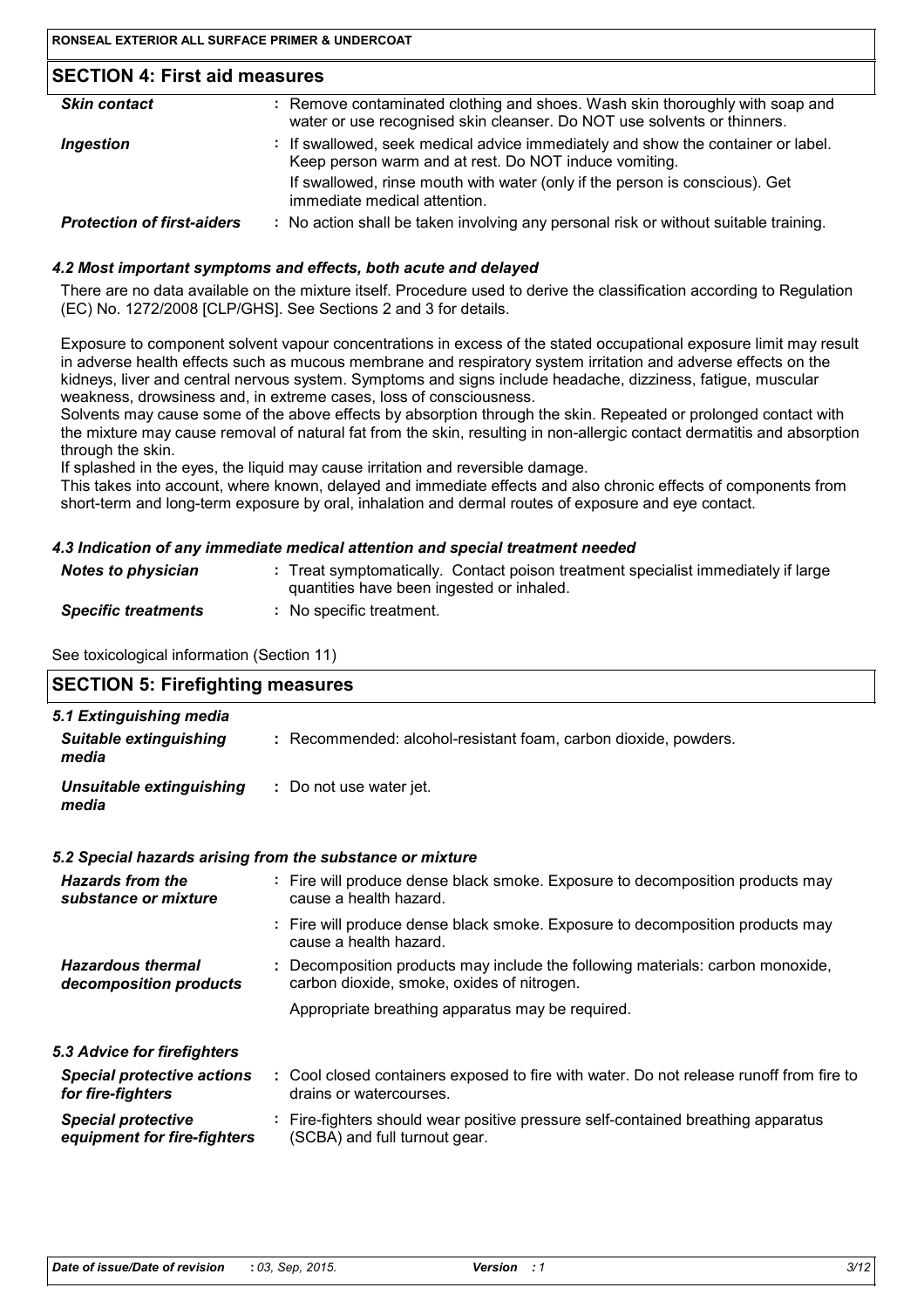## SECTION 4: First aid measures

| | |
|---|---|
| ***Skin contact*** | : Remove contaminated clothing and shoes. Wash skin thoroughly with soap and water or use recognised skin cleanser. Do NOT use solvents or thinners. |
| ***Ingestion*** | : If swallowed, seek medical advice immediately and show the container or label. Keep person warm and at rest. Do NOT induce vomiting. If swallowed, rinse mouth with water (only if the person is conscious). Get immediate medical attention. |
| ***Protection of first-aiders*** | : No action shall be taken involving any personal risk or without suitable training. |

### *4.2 Most important symptoms and effects, both acute and delayed*

There are no data available on the mixture itself. Procedure used to derive the classification according to Regulation (EC) No. 1272/2008 [CLP/GHS]. See Sections 2 and 3 for details.

Exposure to component solvent vapour concentrations in excess of the stated occupational exposure limit may result in adverse health effects such as mucous membrane and respiratory system irritation and adverse effects on the kidneys, liver and central nervous system. Symptoms and signs include headache, dizziness, fatigue, muscular weakness, drowsiness and, in extreme cases, loss of consciousness.
Solvents may cause some of the above effects by absorption through the skin. Repeated or prolonged contact with the mixture may cause removal of natural fat from the skin, resulting in non-allergic contact dermatitis and absorption through the skin.
If splashed in the eyes, the liquid may cause irritation and reversible damage.
This takes into account, where known, delayed and immediate effects and also chronic effects of components from short-term and long-term exposure by oral, inhalation and dermal routes of exposure and eye contact.

### *4.3 Indication of any immediate medical attention and special treatment needed*

| | |
|---|---|
| ***Notes to physician*** | : Treat symptomatically. Contact poison treatment specialist immediately if large quantities have been ingested or inhaled. |
| ***Specific treatments*** | : No specific treatment. |

See toxicological information (Section 11)

## SECTION 5: Firefighting measures

### *5.1 Extinguishing media*

| | |
|---|---|
| ***Suitable extinguishing media*** | : Recommended: alcohol-resistant foam, carbon dioxide, powders. |
| ***Unsuitable extinguishing media*** | : Do not use water jet. |

### *5.2 Special hazards arising from the substance or mixture*

| | |
|---|---|
| ***Hazards from the substance or mixture*** | : Fire will produce dense black smoke. Exposure to decomposition products may cause a health hazard. |
| | : Fire will produce dense black smoke. Exposure to decomposition products may cause a health hazard. |
| ***Hazardous thermal decomposition products*** | : Decomposition products may include the following materials: carbon monoxide, carbon dioxide, smoke, oxides of nitrogen. Appropriate breathing apparatus may be required. |

### *5.3 Advice for firefighters*

| | |
|---|---|
| ***Special protective actions for fire-fighters*** | : Cool closed containers exposed to fire with water. Do not release runoff from fire to drains or watercourses. |
| ***Special protective equipment for fire-fighters*** | : Fire-fighters should wear positive pressure self-contained breathing apparatus (SCBA) and full turnout gear. |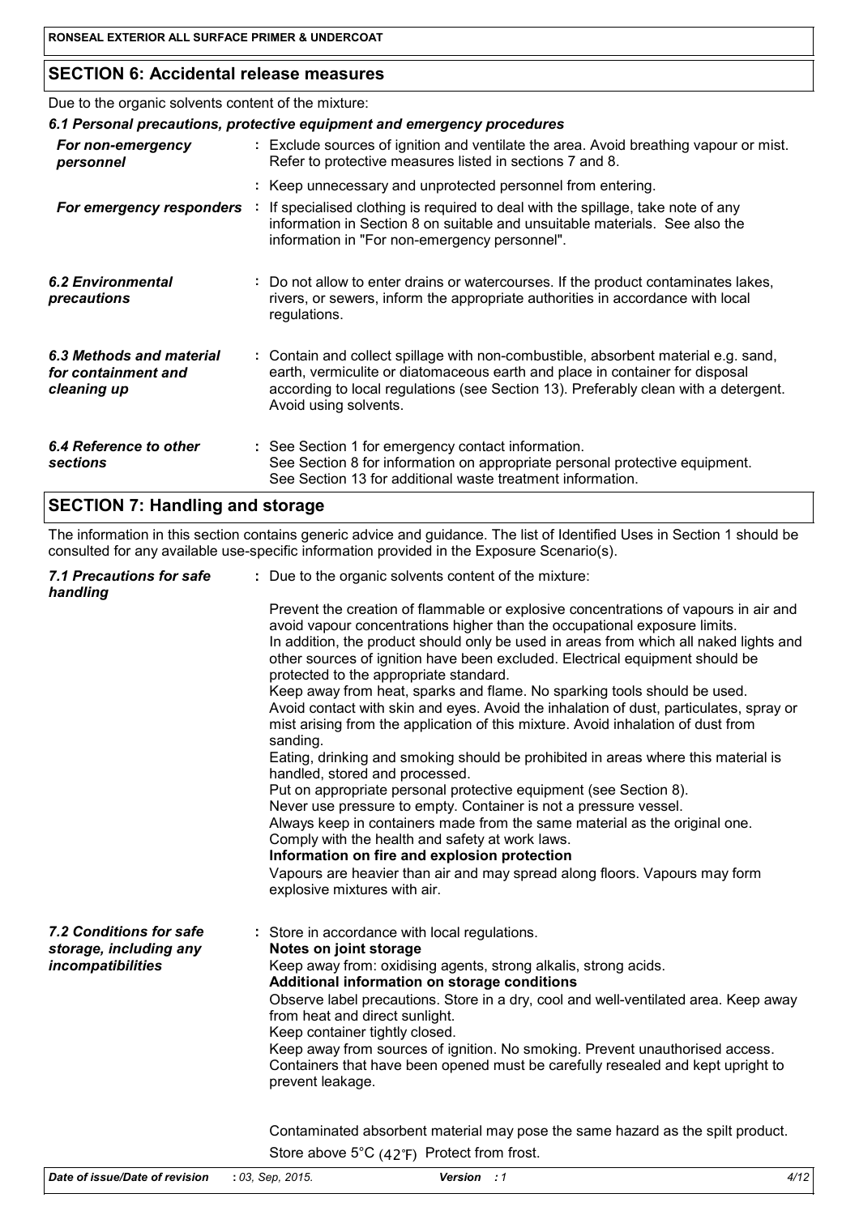## SECTION 6: Accidental release measures

Due to the organic solvents content of the mixture:

### 6.1 Personal precautions, protective equipment and emergency procedures

| | |
|---|---|
| ***For non-emergency personnel*** | : Exclude sources of ignition and ventilate the area. Avoid breathing vapour or mist. Refer to protective measures listed in sections 7 and 8. |
| | : Keep unnecessary and unprotected personnel from entering. |
| ***For emergency responders*** | : If specialised clothing is required to deal with the spillage, take note of any information in Section 8 on suitable and unsuitable materials. See also the information in "For non-emergency personnel". |
| ***6.2 Environmental precautions*** | : Do not allow to enter drains or watercourses. If the product contaminates lakes, rivers, or sewers, inform the appropriate authorities in accordance with local regulations. |
| ***6.3 Methods and material for containment and cleaning up*** | : Contain and collect spillage with non-combustible, absorbent material e.g. sand, earth, vermiculite or diatomaceous earth and place in container for disposal according to local regulations (see Section 13). Preferably clean with a detergent. Avoid using solvents. |
| ***6.4 Reference to other sections*** | : See Section 1 for emergency contact information. See Section 8 for information on appropriate personal protective equipment. See Section 13 for additional waste treatment information. |

## SECTION 7: Handling and storage

The information in this section contains generic advice and guidance. The list of Identified Uses in Section 1 should be consulted for any available use-specific information provided in the Exposure Scenario(s).

***7.1 Precautions for safe handling***

: Due to the organic solvents content of the mixture:

Prevent the creation of flammable or explosive concentrations of vapours in air and avoid vapour concentrations higher than the occupational exposure limits.
In addition, the product should only be used in areas from which all naked lights and other sources of ignition have been excluded. Electrical equipment should be protected to the appropriate standard.
Keep away from heat, sparks and flame. No sparking tools should be used.
Avoid contact with skin and eyes. Avoid the inhalation of dust, particulates, spray or mist arising from the application of this mixture. Avoid inhalation of dust from sanding.
Eating, drinking and smoking should be prohibited in areas where this material is handled, stored and processed.
Put on appropriate personal protective equipment (see Section 8).
Never use pressure to empty. Container is not a pressure vessel.
Always keep in containers made from the same material as the original one.
Comply with the health and safety at work laws.

**Information on fire and explosion protection**

Vapours are heavier than air and may spread along floors. Vapours may form explosive mixtures with air.

***7.2 Conditions for safe storage, including any incompatibilities***

: Store in accordance with local regulations.

**Notes on joint storage**

Keep away from: oxidising agents, strong alkalis, strong acids.

**Additional information on storage conditions**

Observe label precautions. Store in a dry, cool and well-ventilated area. Keep away from heat and direct sunlight.
Keep container tightly closed.
Keep away from sources of ignition. No smoking. Prevent unauthorised access.
Containers that have been opened must be carefully resealed and kept upright to prevent leakage.

Contaminated absorbent material may pose the same hazard as the spilt product.

Store above 5°C (42°F) Protect from frost.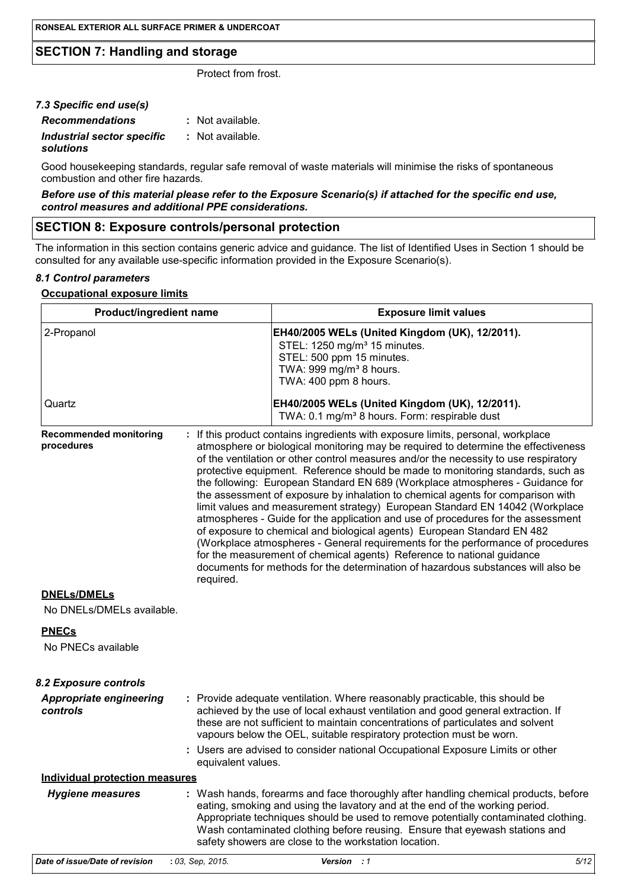## SECTION 7: Handling and storage

Protect from frost.

### *7.3 Specific end use(s)*

***Recommendations*** : Not available.

***Industrial sector specific solutions*** : Not available.

Good housekeeping standards, regular safe removal of waste materials will minimise the risks of spontaneous combustion and other fire hazards.

***Before use of this material please refer to the Exposure Scenario(s) if attached for the specific end use, control measures and additional PPE considerations.***

## SECTION 8: Exposure controls/personal protection

The information in this section contains generic advice and guidance. The list of Identified Uses in Section 1 should be consulted for any available use-specific information provided in the Exposure Scenario(s).

### *8.1 Control parameters*

**Occupational exposure limits**

| Product/ingredient name | Exposure limit values |
|---|---|
| 2-Propanol | **EH40/2005 WELs (United Kingdom (UK), 12/2011).** STEL: 1250 mg/m³ 15 minutes. STEL: 500 ppm 15 minutes. TWA: 999 mg/m³ 8 hours. TWA: 400 ppm 8 hours. |
| Quartz | **EH40/2005 WELs (United Kingdom (UK), 12/2011).** TWA: 0.1 mg/m³ 8 hours. Form: respirable dust |

**Recommended monitoring procedures** : If this product contains ingredients with exposure limits, personal, workplace atmosphere or biological monitoring may be required to determine the effectiveness of the ventilation or other control measures and/or the necessity to use respiratory protective equipment. Reference should be made to monitoring standards, such as the following: European Standard EN 689 (Workplace atmospheres - Guidance for the assessment of exposure by inhalation to chemical agents for comparison with limit values and measurement strategy) European Standard EN 14042 (Workplace atmospheres - Guide for the application and use of procedures for the assessment of exposure to chemical and biological agents) European Standard EN 482 (Workplace atmospheres - General requirements for the performance of procedures for the measurement of chemical agents) Reference to national guidance documents for methods for the determination of hazardous substances will also be required.

**DNELs/DMELs**

No DNELs/DMELs available.

**PNECs**

No PNECs available

### *8.2 Exposure controls*

***Appropriate engineering controls*** : Provide adequate ventilation. Where reasonably practicable, this should be achieved by the use of local exhaust ventilation and good general extraction. If these are not sufficient to maintain concentrations of particulates and solvent vapours below the OEL, suitable respiratory protection must be worn.

: Users are advised to consider national Occupational Exposure Limits or other equivalent values.

**Individual protection measures**

***Hygiene measures*** : Wash hands, forearms and face thoroughly after handling chemical products, before eating, smoking and using the lavatory and at the end of the working period. Appropriate techniques should be used to remove potentially contaminated clothing. Wash contaminated clothing before reusing. Ensure that eyewash stations and safety showers are close to the workstation location.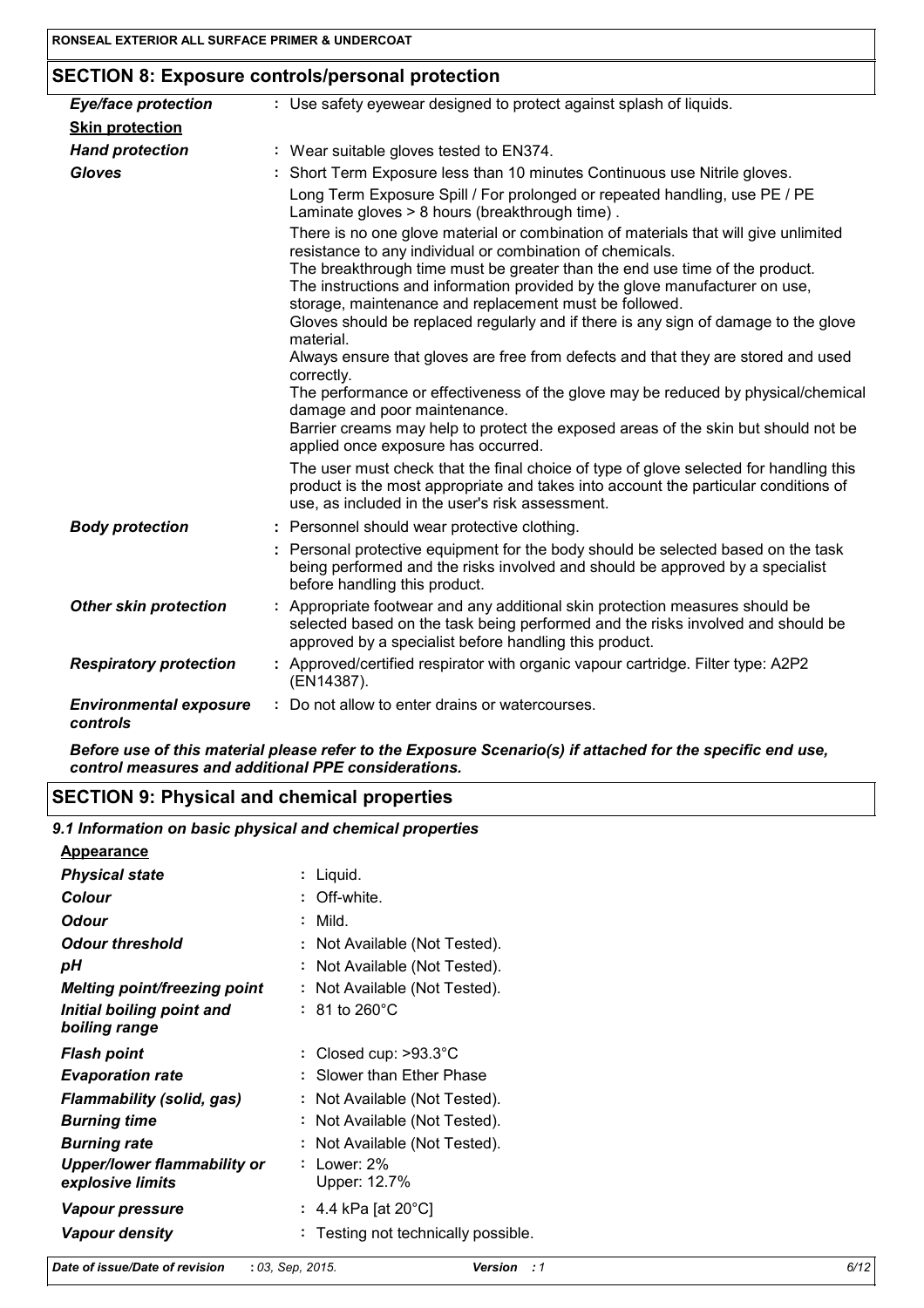## SECTION 8: Exposure controls/personal protection

| | |
|---|---|
| ***Eye/face protection*** | : Use safety eyewear designed to protect against splash of liquids. |
| **Skin protection** | |
| ***Hand protection*** | : Wear suitable gloves tested to EN374. |
| ***Gloves*** | : Short Term Exposure less than 10 minutes Continuous use Nitrile gloves.<br>Long Term Exposure Spill / For prolonged or repeated handling, use PE / PE Laminate gloves > 8 hours (breakthrough time) .<br>There is no one glove material or combination of materials that will give unlimited resistance to any individual or combination of chemicals.<br>The breakthrough time must be greater than the end use time of the product.<br>The instructions and information provided by the glove manufacturer on use, storage, maintenance and replacement must be followed.<br>Gloves should be replaced regularly and if there is any sign of damage to the glove material.<br>Always ensure that gloves are free from defects and that they are stored and used correctly.<br>The performance or effectiveness of the glove may be reduced by physical/chemical damage and poor maintenance.<br>Barrier creams may help to protect the exposed areas of the skin but should not be applied once exposure has occurred.<br>The user must check that the final choice of type of glove selected for handling this product is the most appropriate and takes into account the particular conditions of use, as included in the user's risk assessment. |
| ***Body protection*** | : Personnel should wear protective clothing.<br>: Personal protective equipment for the body should be selected based on the task being performed and the risks involved and should be approved by a specialist before handling this product. |
| ***Other skin protection*** | : Appropriate footwear and any additional skin protection measures should be selected based on the task being performed and the risks involved and should be approved by a specialist before handling this product. |
| ***Respiratory protection*** | : Approved/certified respirator with organic vapour cartridge. Filter type: A2P2 (EN14387). |
| ***Environmental exposure controls*** | : Do not allow to enter drains or watercourses. |

***Before use of this material please refer to the Exposure Scenario(s) if attached for the specific end use, control measures and additional PPE considerations.***

## SECTION 9: Physical and chemical properties

### *9.1 Information on basic physical and chemical properties*

**Appearance**

| | |
|---|---|
| ***Physical state*** | : Liquid. |
| ***Colour*** | : Off-white. |
| ***Odour*** | : Mild. |
| ***Odour threshold*** | : Not Available (Not Tested). |
| ***pH*** | : Not Available (Not Tested). |
| ***Melting point/freezing point*** | : Not Available (Not Tested). |
| ***Initial boiling point and boiling range*** | : 81 to 260°C |
| ***Flash point*** | : Closed cup: >93.3°C |
| ***Evaporation rate*** | : Slower than Ether Phase |
| ***Flammability (solid, gas)*** | : Not Available (Not Tested). |
| ***Burning time*** | : Not Available (Not Tested). |
| ***Burning rate*** | : Not Available (Not Tested). |
| ***Upper/lower flammability or explosive limits*** | : Lower: 2%<br>Upper: 12.7% |
| ***Vapour pressure*** | : 4.4 kPa [at 20°C] |
| ***Vapour density*** | : Testing not technically possible. |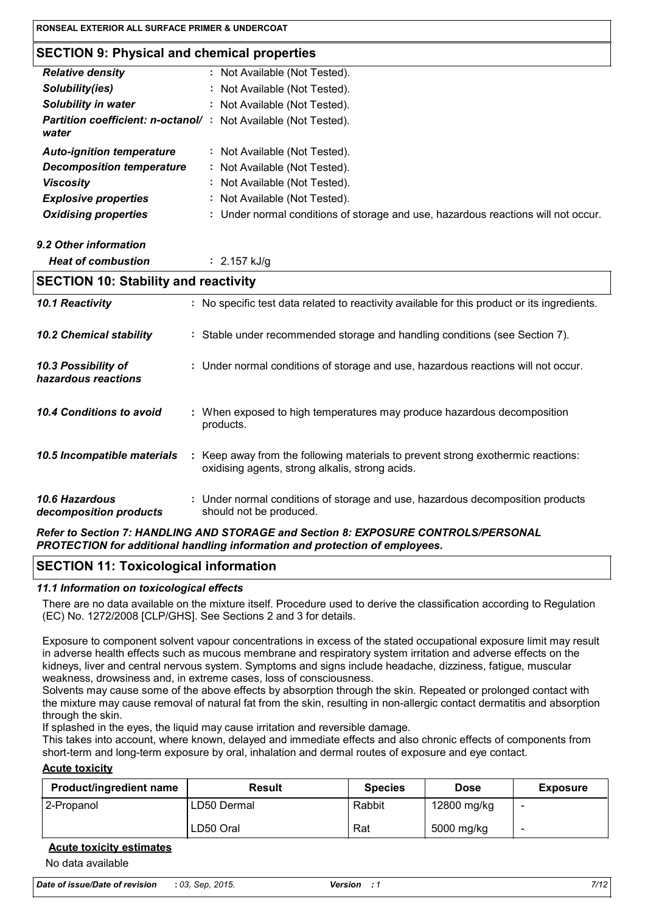## SECTION 9: Physical and chemical properties

| | |
|---|---|
| ***Relative density*** | : Not Available (Not Tested). |
| ***Solubility(ies)*** | : Not Available (Not Tested). |
| ***Solubility in water*** | : Not Available (Not Tested). |
| ***Partition coefficient: n-octanol/ water*** | : Not Available (Not Tested). |
| ***Auto-ignition temperature*** | : Not Available (Not Tested). |
| ***Decomposition temperature*** | : Not Available (Not Tested). |
| ***Viscosity*** | : Not Available (Not Tested). |
| ***Explosive properties*** | : Not Available (Not Tested). |
| ***Oxidising properties*** | : Under normal conditions of storage and use, hazardous reactions will not occur. |

***9.2 Other information***

***Heat of combustion*** : 2.157 kJ/g

## SECTION 10: Stability and reactivity

| | |
|---|---|
| ***10.1 Reactivity*** | : No specific test data related to reactivity available for this product or its ingredients. |
| ***10.2 Chemical stability*** | : Stable under recommended storage and handling conditions (see Section 7). |
| ***10.3 Possibility of hazardous reactions*** | : Under normal conditions of storage and use, hazardous reactions will not occur. |
| ***10.4 Conditions to avoid*** | : When exposed to high temperatures may produce hazardous decomposition products. |
| ***10.5 Incompatible materials*** | : Keep away from the following materials to prevent strong exothermic reactions: oxidising agents, strong alkalis, strong acids. |
| ***10.6 Hazardous decomposition products*** | : Under normal conditions of storage and use, hazardous decomposition products should not be produced. |

***Refer to Section 7: HANDLING AND STORAGE and Section 8: EXPOSURE CONTROLS/PERSONAL PROTECTION for additional handling information and protection of employees.***

## SECTION 11: Toxicological information

***11.1 Information on toxicological effects***

There are no data available on the mixture itself. Procedure used to derive the classification according to Regulation (EC) No. 1272/2008 [CLP/GHS]. See Sections 2 and 3 for details.

Exposure to component solvent vapour concentrations in excess of the stated occupational exposure limit may result in adverse health effects such as mucous membrane and respiratory system irritation and adverse effects on the kidneys, liver and central nervous system. Symptoms and signs include headache, dizziness, fatigue, muscular weakness, drowsiness and, in extreme cases, loss of consciousness.
Solvents may cause some of the above effects by absorption through the skin. Repeated or prolonged contact with the mixture may cause removal of natural fat from the skin, resulting in non-allergic contact dermatitis and absorption through the skin.
If splashed in the eyes, the liquid may cause irritation and reversible damage.
This takes into account, where known, delayed and immediate effects and also chronic effects of components from short-term and long-term exposure by oral, inhalation and dermal routes of exposure and eye contact.

**Acute toxicity**

| Product/ingredient name | Result | Species | Dose | Exposure |
|---|---|---|---|---|
| 2-Propanol | LD50 Dermal | Rabbit | 12800 mg/kg | - |
| | LD50 Oral | Rat | 5000 mg/kg | - |

**Acute toxicity estimates**

No data available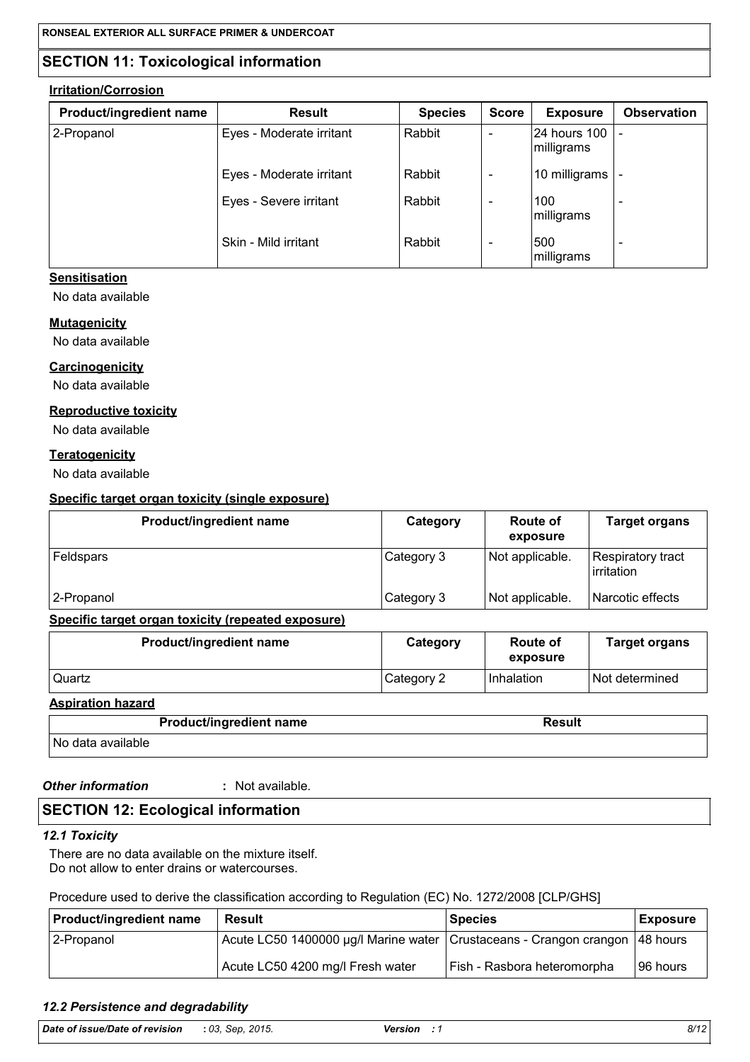## SECTION 11: Toxicological information

**Irritation/Corrosion**

| Product/ingredient name | Result | Species | Score | Exposure | Observation |
|---|---|---|---|---|---|
| 2-Propanol | Eyes - Moderate irritant | Rabbit | - | 24 hours 100 milligrams | - |
| | Eyes - Moderate irritant | Rabbit | - | 10 milligrams | - |
| | Eyes - Severe irritant | Rabbit | - | 100 milligrams | - |
| | Skin - Mild irritant | Rabbit | - | 500 milligrams | - |

**Sensitisation**

No data available

**Mutagenicity**

No data available

**Carcinogenicity**

No data available

**Reproductive toxicity**

No data available

**Teratogenicity**

No data available

**Specific target organ toxicity (single exposure)**

| Product/ingredient name | Category | Route of exposure | Target organs |
|---|---|---|---|
| Feldspars | Category 3 | Not applicable. | Respiratory tract irritation |
| 2-Propanol | Category 3 | Not applicable. | Narcotic effects |

**Specific target organ toxicity (repeated exposure)**

| Product/ingredient name | Category | Route of exposure | Target organs |
|---|---|---|---|
| Quartz | Category 2 | Inhalation | Not determined |

**Aspiration hazard**

| Product/ingredient name | Result |
|---|---|
| No data available | |

***Other information*** **:** Not available.

## SECTION 12: Ecological information

### *12.1 Toxicity*

There are no data available on the mixture itself.
Do not allow to enter drains or watercourses.

Procedure used to derive the classification according to Regulation (EC) No. 1272/2008 [CLP/GHS]

| Product/ingredient name | Result | Species | Exposure |
|---|---|---|---|
| 2-Propanol | Acute LC50 1400000 µg/l Marine water | Crustaceans - Crangon crangon | 48 hours |
| | Acute LC50 4200 mg/l Fresh water | Fish - Rasbora heteromorpha | 96 hours |

### *12.2 Persistence and degradability*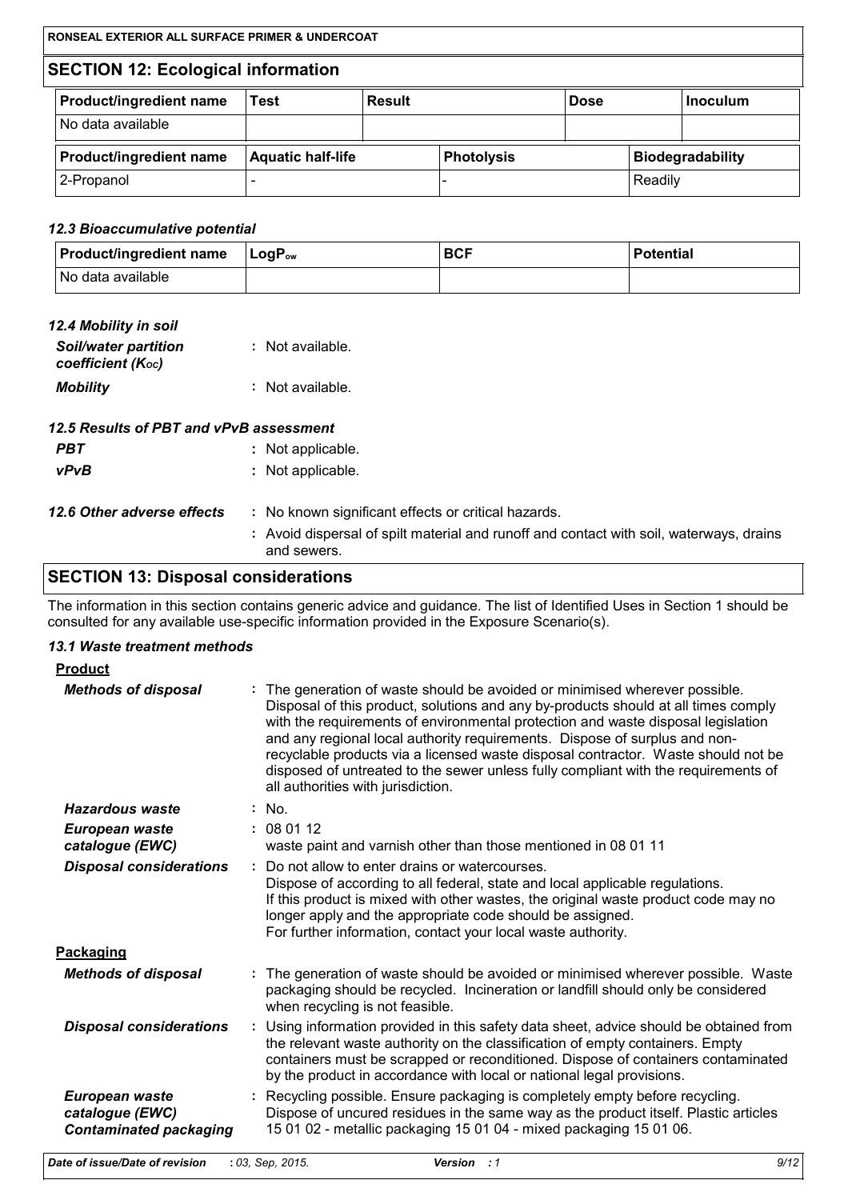## SECTION 12: Ecological information

| Product/ingredient name | Test | Result | Dose | Inoculum |
|---|---|---|---|---|
| No data available | | | | |

| Product/ingredient name | Aquatic half-life | Photolysis | Biodegradability |
|---|---|---|---|
| 2-Propanol | - | - | Readily |

### *12.3 Bioaccumulative potential*

| Product/ingredient name | $LogP_{ow}$ | BCF | Potential |
|---|---|---|---|
| No data available | | | |

### *12.4 Mobility in soil*

***Soil/water partition coefficient ($K_{OC}$)*** : Not available.

***Mobility*** : Not available.

### *12.5 Results of PBT and vPvB assessment*

***PBT*** : Not applicable.

***vPvB*** : Not applicable.

***12.6 Other adverse effects*** : No known significant effects or critical hazards.

: Avoid dispersal of spilt material and runoff and contact with soil, waterways, drains and sewers.

## SECTION 13: Disposal considerations

The information in this section contains generic advice and guidance. The list of Identified Uses in Section 1 should be consulted for any available use-specific information provided in the Exposure Scenario(s).

### *13.1 Waste treatment methods*

**Product**

***Methods of disposal*** : The generation of waste should be avoided or minimised wherever possible. Disposal of this product, solutions and any by-products should at all times comply with the requirements of environmental protection and waste disposal legislation and any regional local authority requirements. Dispose of surplus and non-recyclable products via a licensed waste disposal contractor. Waste should not be disposed of untreated to the sewer unless fully compliant with the requirements of all authorities with jurisdiction.

***Hazardous waste*** : No.

***European waste catalogue (EWC)*** : 08 01 12
waste paint and varnish other than those mentioned in 08 01 11

***Disposal considerations*** : Do not allow to enter drains or watercourses.
Dispose of according to all federal, state and local applicable regulations.
If this product is mixed with other wastes, the original waste product code may no longer apply and the appropriate code should be assigned.
For further information, contact your local waste authority.

**Packaging**

***Methods of disposal*** : The generation of waste should be avoided or minimised wherever possible. Waste packaging should be recycled. Incineration or landfill should only be considered when recycling is not feasible.

***Disposal considerations*** : Using information provided in this safety data sheet, advice should be obtained from the relevant waste authority on the classification of empty containers. Empty containers must be scrapped or reconditioned. Dispose of containers contaminated by the product in accordance with local or national legal provisions.

***European waste catalogue (EWC) Contaminated packaging*** : Recycling possible. Ensure packaging is completely empty before recycling. Dispose of uncured residues in the same way as the product itself. Plastic articles 15 01 02 - metallic packaging 15 01 04 - mixed packaging 15 01 06.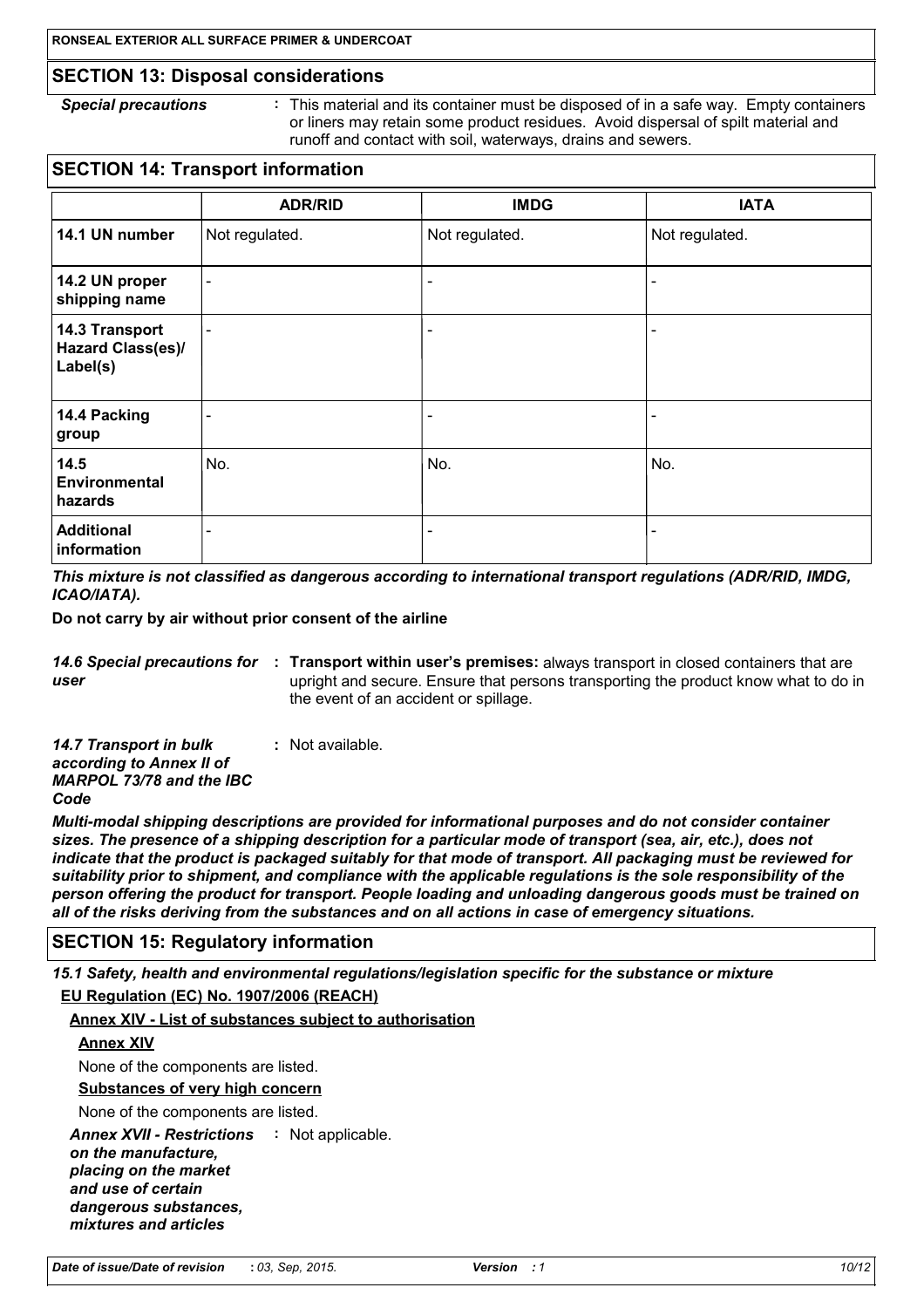## SECTION 13: Disposal considerations

*Special precautions* : This material and its container must be disposed of in a safe way. Empty containers or liners may retain some product residues. Avoid dispersal of spilt material and runoff and contact with soil, waterways, drains and sewers.

## SECTION 14: Transport information

| | ADR/RID | IMDG | IATA |
|---|---|---|---|
| **14.1 UN number** | Not regulated. | Not regulated. | Not regulated. |
| **14.2 UN proper shipping name** | - | - | - |
| **14.3 Transport Hazard Class(es)/ Label(s)** | - | - | - |
| **14.4 Packing group** | - | - | - |
| **14.5 Environmental hazards** | No. | No. | No. |
| **Additional information** | - | - | - |

***This mixture is not classified as dangerous according to international transport regulations (ADR/RID, IMDG, ICAO/IATA).***

**Do not carry by air without prior consent of the airline**

*14.6 Special precautions for user* : **Transport within user's premises:** always transport in closed containers that are upright and secure. Ensure that persons transporting the product know what to do in the event of an accident or spillage.

*14.7 Transport in bulk according to Annex II of MARPOL 73/78 and the IBC Code* : Not available.

***Multi-modal shipping descriptions are provided for informational purposes and do not consider container sizes. The presence of a shipping description for a particular mode of transport (sea, air, etc.), does not indicate that the product is packaged suitably for that mode of transport. All packaging must be reviewed for suitability prior to shipment, and compliance with the applicable regulations is the sole responsibility of the person offering the product for transport. People loading and unloading dangerous goods must be trained on all of the risks deriving from the substances and on all actions in case of emergency situations.***

## SECTION 15: Regulatory information

***15.1 Safety, health and environmental regulations/legislation specific for the substance or mixture***

**EU Regulation (EC) No. 1907/2006 (REACH)**

**Annex XIV - List of substances subject to authorisation**

**Annex XIV**

None of the components are listed.

**Substances of very high concern**

None of the components are listed.

***Annex XVII - Restrictions on the manufacture, placing on the market and use of certain dangerous substances, mixtures and articles*** : Not applicable.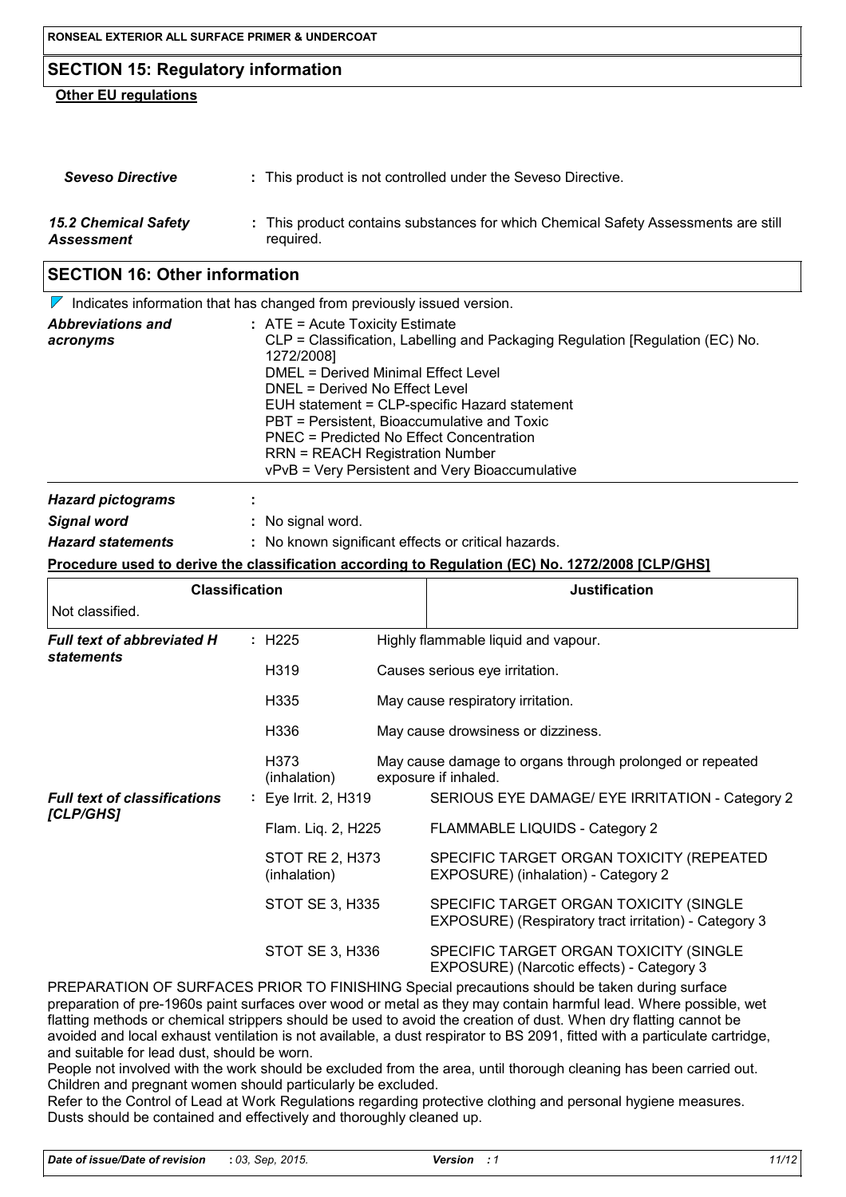## SECTION 15: Regulatory information

**Other EU regulations**

| | |
|---|---|
| ***Seveso Directive*** | : This product is not controlled under the Seveso Directive. |
| ***15.2 Chemical Safety Assessment*** | : This product contains substances for which Chemical Safety Assessments are still required. |

## SECTION 16: Other information

Indicates information that has changed from previously issued version.

***Abbreviations and acronyms*** :
ATE = Acute Toxicity Estimate
CLP = Classification, Labelling and Packaging Regulation [Regulation (EC) No. 1272/2008]
DMEL = Derived Minimal Effect Level
DNEL = Derived No Effect Level
EUH statement = CLP-specific Hazard statement
PBT = Persistent, Bioaccumulative and Toxic
PNEC = Predicted No Effect Concentration
RRN = REACH Registration Number
vPvB = Very Persistent and Very Bioaccumulative

| | |
|---|---|
| ***Hazard pictograms*** | : |
| ***Signal word*** | : No signal word. |
| ***Hazard statements*** | : No known significant effects or critical hazards. |

**Procedure used to derive the classification according to Regulation (EC) No. 1272/2008 [CLP/GHS]**

| Classification | Justification |
|---|---|
| Not classified. | |

***Full text of abbreviated H statements*** :

| | |
|---|---|
| H225 | Highly flammable liquid and vapour. |
| H319 | Causes serious eye irritation. |
| H335 | May cause respiratory irritation. |
| H336 | May cause drowsiness or dizziness. |
| H373 (inhalation) | May cause damage to organs through prolonged or repeated exposure if inhaled. |

***Full text of classifications [CLP/GHS]*** :

| | |
|---|---|
| Eye Irrit. 2, H319 | SERIOUS EYE DAMAGE/ EYE IRRITATION - Category 2 |
| Flam. Liq. 2, H225 | FLAMMABLE LIQUIDS - Category 2 |
| STOT RE 2, H373 (inhalation) | SPECIFIC TARGET ORGAN TOXICITY (REPEATED EXPOSURE) (inhalation) - Category 2 |
| STOT SE 3, H335 | SPECIFIC TARGET ORGAN TOXICITY (SINGLE EXPOSURE) (Respiratory tract irritation) - Category 3 |
| STOT SE 3, H336 | SPECIFIC TARGET ORGAN TOXICITY (SINGLE EXPOSURE) (Narcotic effects) - Category 3 |

PREPARATION OF SURFACES PRIOR TO FINISHING Special precautions should be taken during surface preparation of pre-1960s paint surfaces over wood or metal as they may contain harmful lead. Where possible, wet flatting methods or chemical strippers should be used to avoid the creation of dust. When dry flatting cannot be avoided and local exhaust ventilation is not available, a dust respirator to BS 2091, fitted with a particulate cartridge, and suitable for lead dust, should be worn.
People not involved with the work should be excluded from the area, until thorough cleaning has been carried out. Children and pregnant women should particularly be excluded.
Refer to the Control of Lead at Work Regulations regarding protective clothing and personal hygiene measures. Dusts should be contained and effectively and thoroughly cleaned up.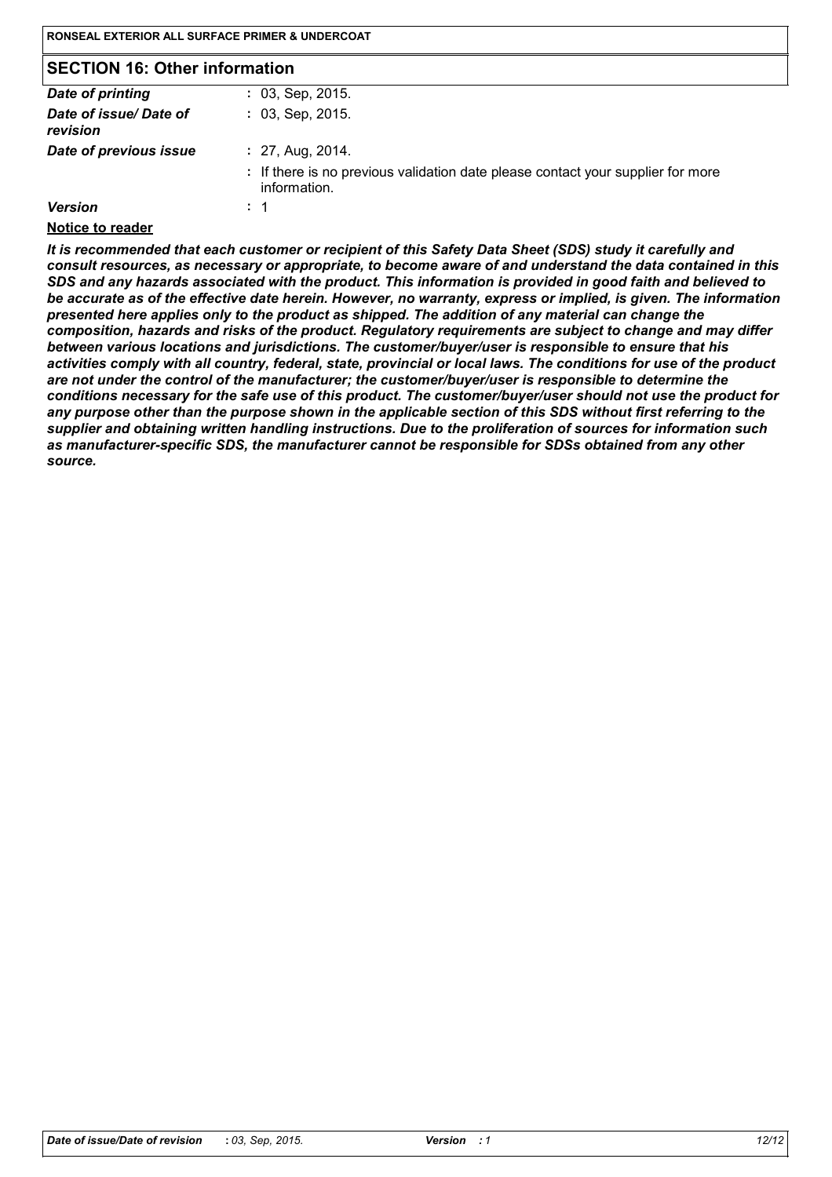## SECTION 16: Other information

| | |
|---|---|
| ***Date of printing*** | : 03, Sep, 2015. |
| ***Date of issue/ Date of revision*** | : 03, Sep, 2015. |
| ***Date of previous issue*** | : 27, Aug, 2014. |
| | : If there is no previous validation date please contact your supplier for more information. |
| ***Version*** | : 1 |

**Notice to reader**

***It is recommended that each customer or recipient of this Safety Data Sheet (SDS) study it carefully and consult resources, as necessary or appropriate, to become aware of and understand the data contained in this SDS and any hazards associated with the product. This information is provided in good faith and believed to be accurate as of the effective date herein. However, no warranty, express or implied, is given. The information presented here applies only to the product as shipped. The addition of any material can change the composition, hazards and risks of the product. Regulatory requirements are subject to change and may differ between various locations and jurisdictions. The customer/buyer/user is responsible to ensure that his activities comply with all country, federal, state, provincial or local laws. The conditions for use of the product are not under the control of the manufacturer; the customer/buyer/user is responsible to determine the conditions necessary for the safe use of this product. The customer/buyer/user should not use the product for any purpose other than the purpose shown in the applicable section of this SDS without first referring to the supplier and obtaining written handling instructions. Due to the proliferation of sources for information such as manufacturer-specific SDS, the manufacturer cannot be responsible for SDSs obtained from any other source.***